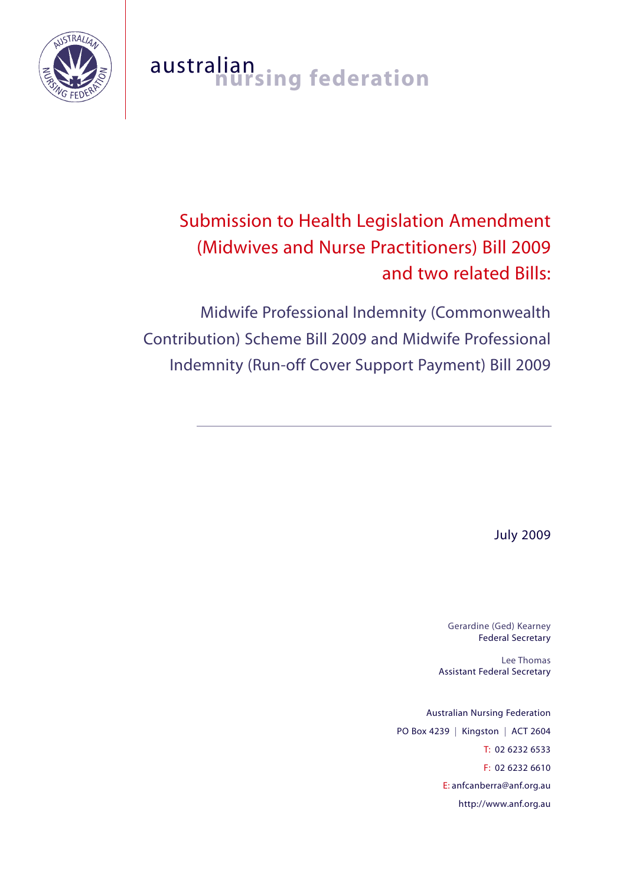australian nursing federation

# Submission to Health Legislation Amendment (Midwives and Nurse Practitioners) Bill 2009 and two related Bills:

## Midwife Professional Indemnity (Commonwealth Contribution) Scheme Bill 2009 and Midwife Professional Indemnity (Run-off Cover Support Payment) Bill 2009

---

July 2009

Gerardine (Ged) Kearney
Federal Secretary

Lee Thomas
Assistant Federal Secretary

Australian Nursing Federation
PO Box 4239 | Kingston | ACT 2604
T: 02 6232 6533
F: 02 6232 6610
E: anfcanberra@anf.org.au
http://www.anf.org.au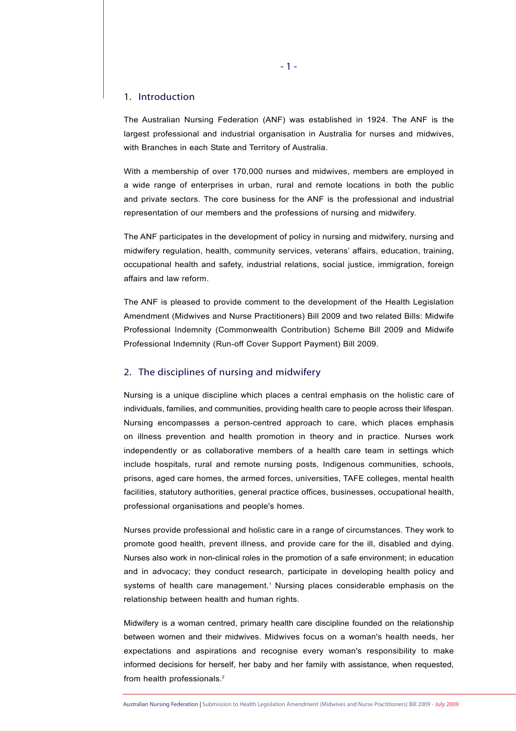## 1. Introduction

The Australian Nursing Federation (ANF) was established in 1924. The ANF is the largest professional and industrial organisation in Australia for nurses and midwives, with Branches in each State and Territory of Australia.

With a membership of over 170,000 nurses and midwives, members are employed in a wide range of enterprises in urban, rural and remote locations in both the public and private sectors. The core business for the ANF is the professional and industrial representation of our members and the professions of nursing and midwifery.

The ANF participates in the development of policy in nursing and midwifery, nursing and midwifery regulation, health, community services, veterans' affairs, education, training, occupational health and safety, industrial relations, social justice, immigration, foreign affairs and law reform.

The ANF is pleased to provide comment to the development of the Health Legislation Amendment (Midwives and Nurse Practitioners) Bill 2009 and two related Bills: Midwife Professional Indemnity (Commonwealth Contribution) Scheme Bill 2009 and Midwife Professional Indemnity (Run-off Cover Support Payment) Bill 2009.

## 2. The disciplines of nursing and midwifery

Nursing is a unique discipline which places a central emphasis on the holistic care of individuals, families, and communities, providing health care to people across their lifespan. Nursing encompasses a person-centred approach to care, which places emphasis on illness prevention and health promotion in theory and in practice. Nurses work independently or as collaborative members of a health care team in settings which include hospitals, rural and remote nursing posts, Indigenous communities, schools, prisons, aged care homes, the armed forces, universities, TAFE colleges, mental health facilities, statutory authorities, general practice offices, businesses, occupational health, professional organisations and people's homes.

Nurses provide professional and holistic care in a range of circumstances. They work to promote good health, prevent illness, and provide care for the ill, disabled and dying. Nurses also work in non-clinical roles in the promotion of a safe environment; in education and in advocacy; they conduct research, participate in developing health policy and systems of health care management.[1] Nursing places considerable emphasis on the relationship between health and human rights.

Midwifery is a woman centred, primary health care discipline founded on the relationship between women and their midwives. Midwives focus on a woman's health needs, her expectations and aspirations and recognise every woman's responsibility to make informed decisions for herself, her baby and her family with assistance, when requested, from health professionals.[2]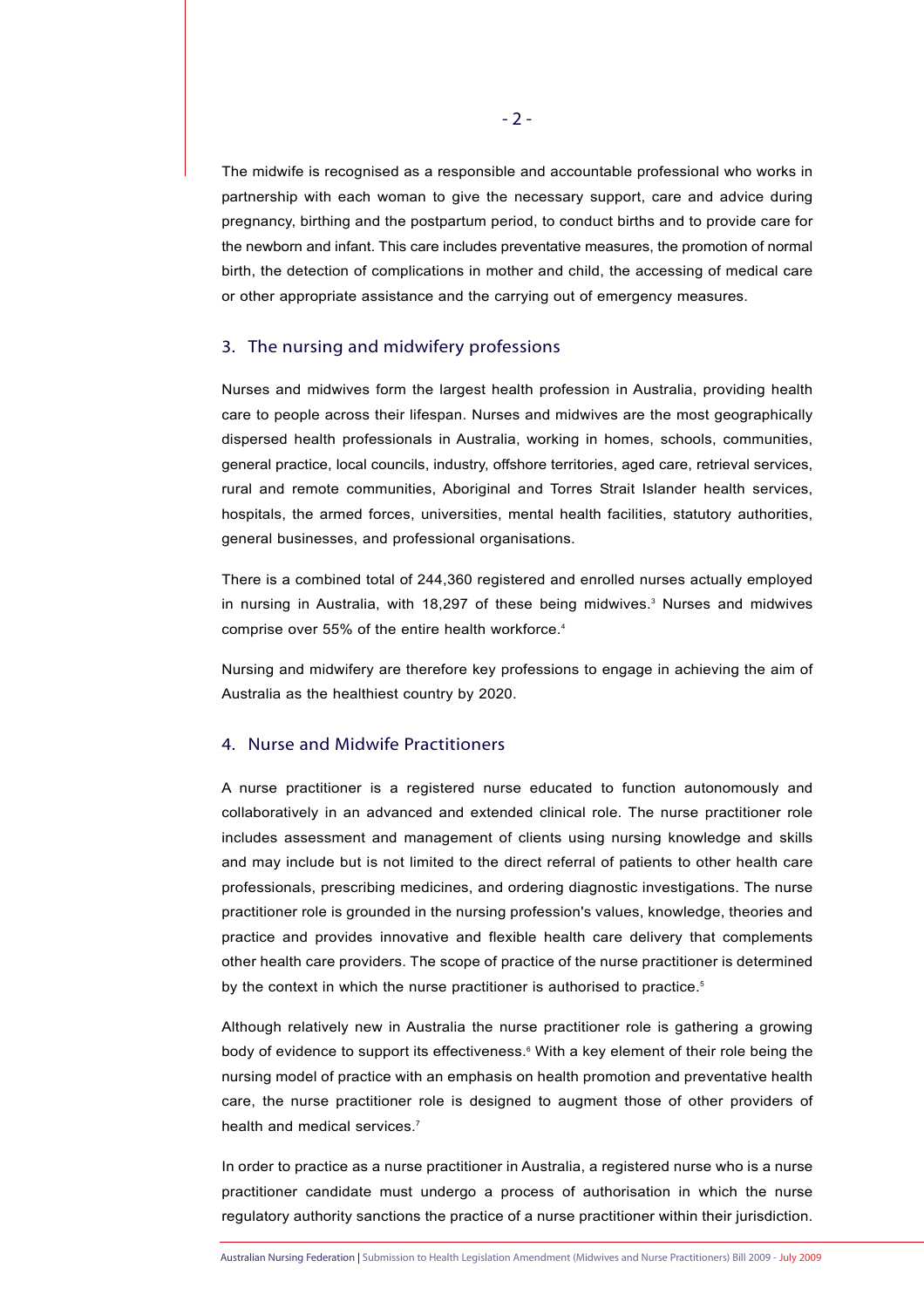The midwife is recognised as a responsible and accountable professional who works in partnership with each woman to give the necessary support, care and advice during pregnancy, birthing and the postpartum period, to conduct births and to provide care for the newborn and infant. This care includes preventative measures, the promotion of normal birth, the detection of complications in mother and child, the accessing of medical care or other appropriate assistance and the carrying out of emergency measures.

## 3. The nursing and midwifery professions

Nurses and midwives form the largest health profession in Australia, providing health care to people across their lifespan. Nurses and midwives are the most geographically dispersed health professionals in Australia, working in homes, schools, communities, general practice, local councils, industry, offshore territories, aged care, retrieval services, rural and remote communities, Aboriginal and Torres Strait Islander health services, hospitals, the armed forces, universities, mental health facilities, statutory authorities, general businesses, and professional organisations.

There is a combined total of 244,360 registered and enrolled nurses actually employed in nursing in Australia, with 18,297 of these being midwives.[3] Nurses and midwives comprise over 55% of the entire health workforce.[4]

Nursing and midwifery are therefore key professions to engage in achieving the aim of Australia as the healthiest country by 2020.

## 4. Nurse and Midwife Practitioners

A nurse practitioner is a registered nurse educated to function autonomously and collaboratively in an advanced and extended clinical role. The nurse practitioner role includes assessment and management of clients using nursing knowledge and skills and may include but is not limited to the direct referral of patients to other health care professionals, prescribing medicines, and ordering diagnostic investigations. The nurse practitioner role is grounded in the nursing profession's values, knowledge, theories and practice and provides innovative and flexible health care delivery that complements other health care providers. The scope of practice of the nurse practitioner is determined by the context in which the nurse practitioner is authorised to practice.[5]

Although relatively new in Australia the nurse practitioner role is gathering a growing body of evidence to support its effectiveness.[6] With a key element of their role being the nursing model of practice with an emphasis on health promotion and preventative health care, the nurse practitioner role is designed to augment those of other providers of health and medical services.[7]

In order to practice as a nurse practitioner in Australia, a registered nurse who is a nurse practitioner candidate must undergo a process of authorisation in which the nurse regulatory authority sanctions the practice of a nurse practitioner within their jurisdiction.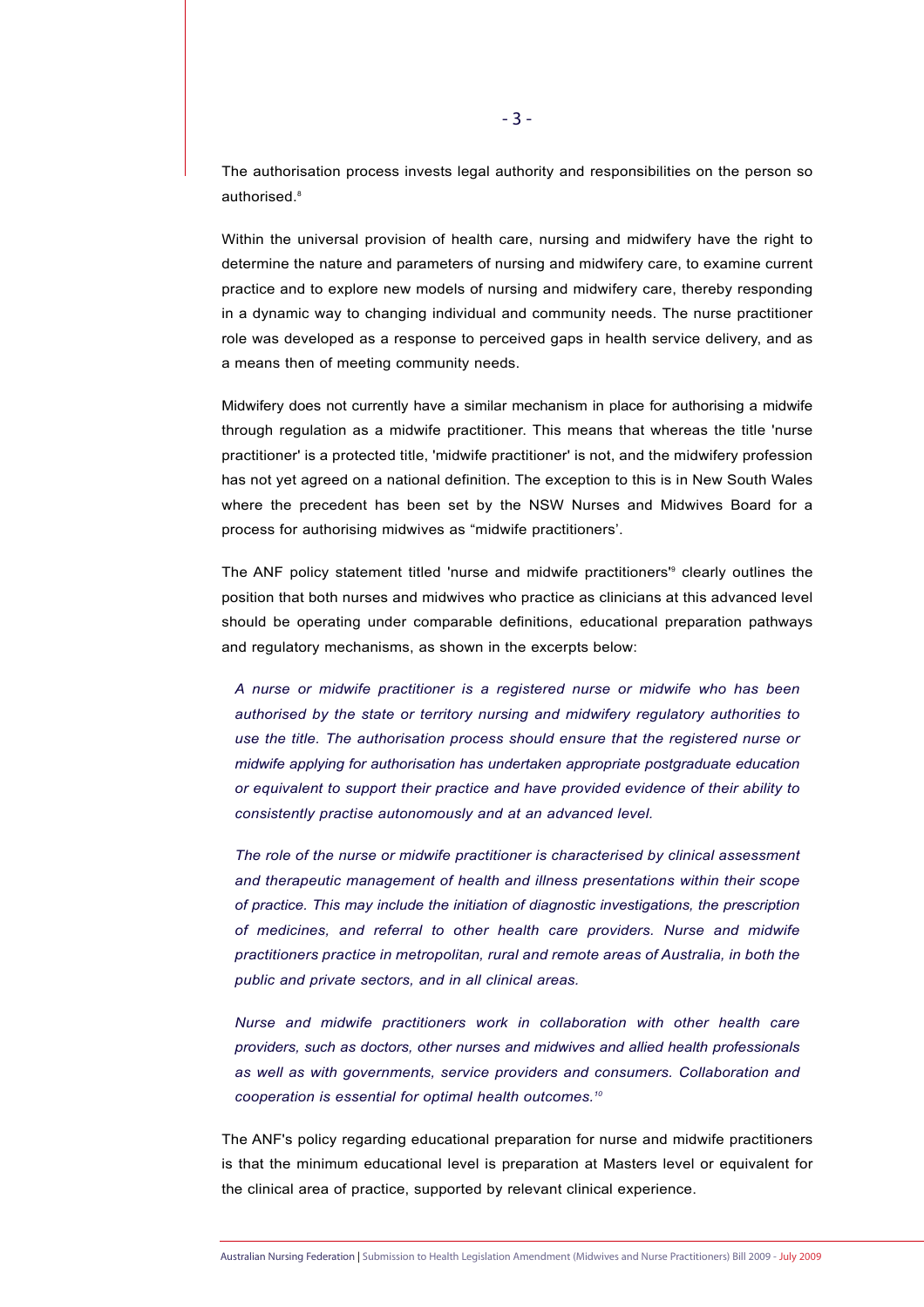The authorisation process invests legal authority and responsibilities on the person so authorised.[8]

Within the universal provision of health care, nursing and midwifery have the right to determine the nature and parameters of nursing and midwifery care, to examine current practice and to explore new models of nursing and midwifery care, thereby responding in a dynamic way to changing individual and community needs. The nurse practitioner role was developed as a response to perceived gaps in health service delivery, and as a means then of meeting community needs.

Midwifery does not currently have a similar mechanism in place for authorising a midwife through regulation as a midwife practitioner. This means that whereas the title 'nurse practitioner' is a protected title, 'midwife practitioner' is not, and the midwifery profession has not yet agreed on a national definition. The exception to this is in New South Wales where the precedent has been set by the NSW Nurses and Midwives Board for a process for authorising midwives as "midwife practitioners'.

The ANF policy statement titled 'nurse and midwife practitioners'[9] clearly outlines the position that both nurses and midwives who practice as clinicians at this advanced level should be operating under comparable definitions, educational preparation pathways and regulatory mechanisms, as shown in the excerpts below:

> *A nurse or midwife practitioner is a registered nurse or midwife who has been authorised by the state or territory nursing and midwifery regulatory authorities to use the title. The authorisation process should ensure that the registered nurse or midwife applying for authorisation has undertaken appropriate postgraduate education or equivalent to support their practice and have provided evidence of their ability to consistently practise autonomously and at an advanced level.*
>
> *The role of the nurse or midwife practitioner is characterised by clinical assessment and therapeutic management of health and illness presentations within their scope of practice. This may include the initiation of diagnostic investigations, the prescription of medicines, and referral to other health care providers. Nurse and midwife practitioners practice in metropolitan, rural and remote areas of Australia, in both the public and private sectors, and in all clinical areas.*
>
> *Nurse and midwife practitioners work in collaboration with other health care providers, such as doctors, other nurses and midwives and allied health professionals as well as with governments, service providers and consumers. Collaboration and cooperation is essential for optimal health outcomes.*[10]

The ANF's policy regarding educational preparation for nurse and midwife practitioners is that the minimum educational level is preparation at Masters level or equivalent for the clinical area of practice, supported by relevant clinical experience.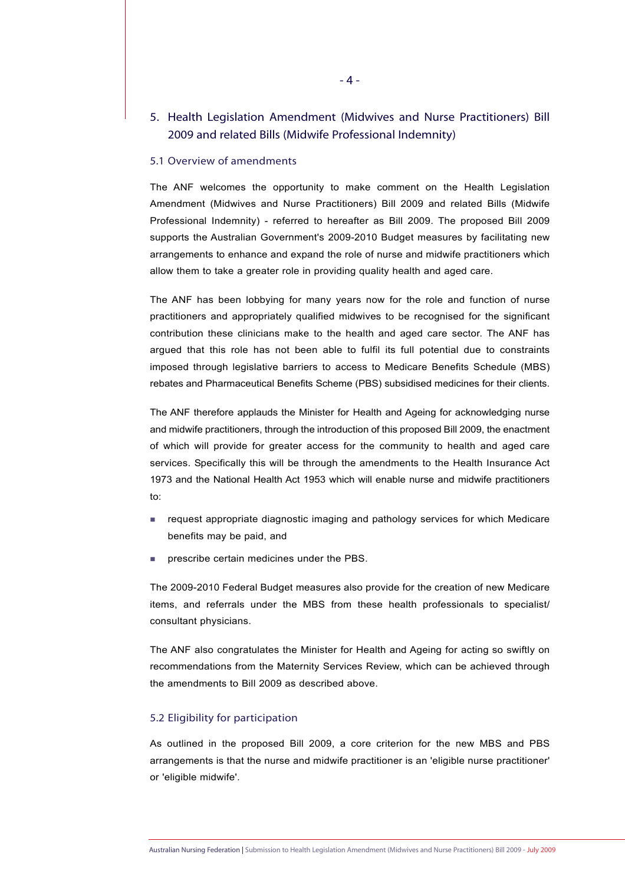## 5. Health Legislation Amendment (Midwives and Nurse Practitioners) Bill 2009 and related Bills (Midwife Professional Indemnity)

### 5.1 Overview of amendments

The ANF welcomes the opportunity to make comment on the Health Legislation Amendment (Midwives and Nurse Practitioners) Bill 2009 and related Bills (Midwife Professional Indemnity) - referred to hereafter as Bill 2009. The proposed Bill 2009 supports the Australian Government's 2009-2010 Budget measures by facilitating new arrangements to enhance and expand the role of nurse and midwife practitioners which allow them to take a greater role in providing quality health and aged care.

The ANF has been lobbying for many years now for the role and function of nurse practitioners and appropriately qualified midwives to be recognised for the significant contribution these clinicians make to the health and aged care sector. The ANF has argued that this role has not been able to fulfil its full potential due to constraints imposed through legislative barriers to access to Medicare Benefits Schedule (MBS) rebates and Pharmaceutical Benefits Scheme (PBS) subsidised medicines for their clients.

The ANF therefore applauds the Minister for Health and Ageing for acknowledging nurse and midwife practitioners, through the introduction of this proposed Bill 2009, the enactment of which will provide for greater access for the community to health and aged care services. Specifically this will be through the amendments to the Health Insurance Act 1973 and the National Health Act 1953 which will enable nurse and midwife practitioners to:

- request appropriate diagnostic imaging and pathology services for which Medicare benefits may be paid, and
- prescribe certain medicines under the PBS.

The 2009-2010 Federal Budget measures also provide for the creation of new Medicare items, and referrals under the MBS from these health professionals to specialist/ consultant physicians.

The ANF also congratulates the Minister for Health and Ageing for acting so swiftly on recommendations from the Maternity Services Review, which can be achieved through the amendments to Bill 2009 as described above.

### 5.2 Eligibility for participation

As outlined in the proposed Bill 2009, a core criterion for the new MBS and PBS arrangements is that the nurse and midwife practitioner is an 'eligible nurse practitioner' or 'eligible midwife'.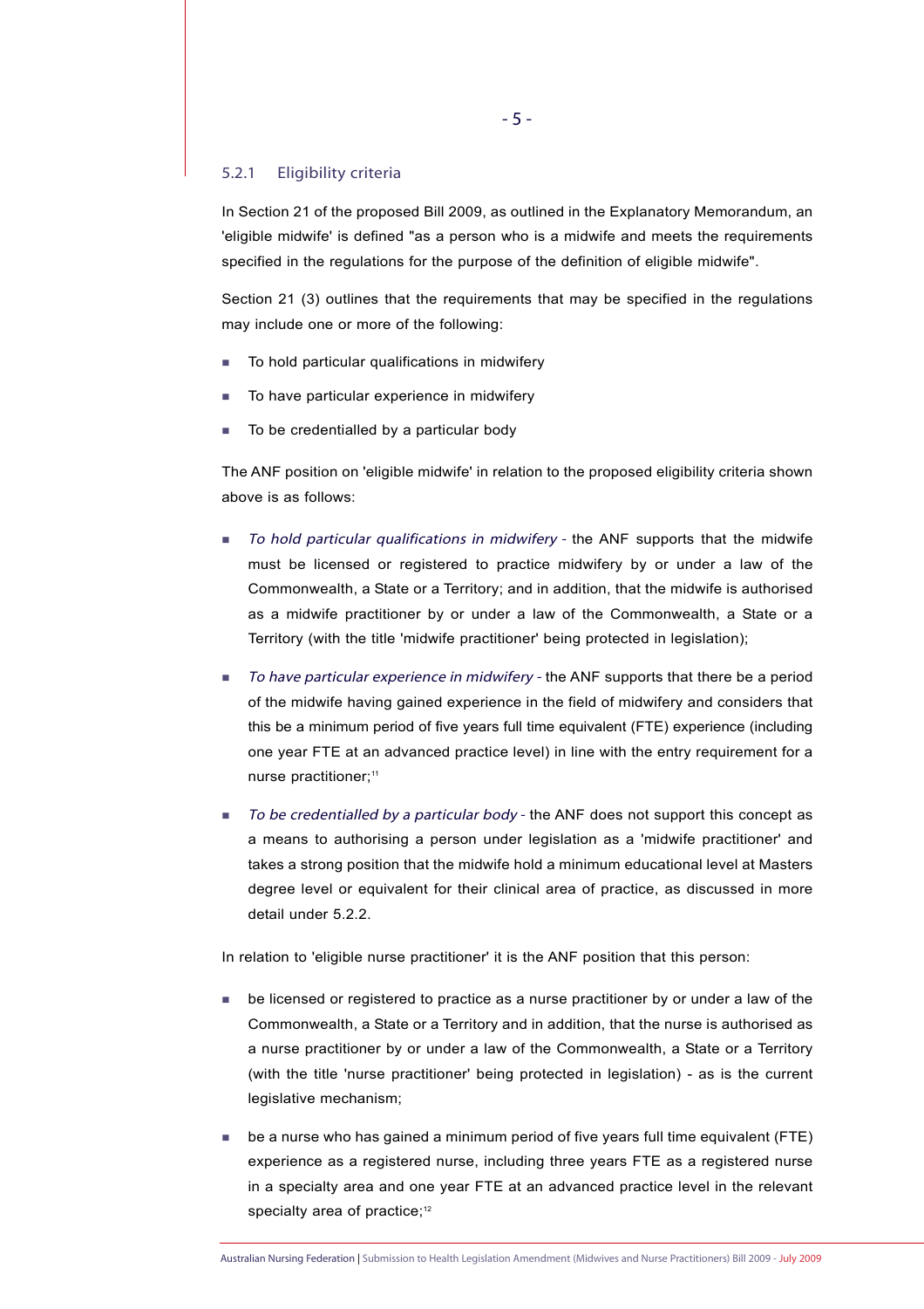### 5.2.1 Eligibility criteria

In Section 21 of the proposed Bill 2009, as outlined in the Explanatory Memorandum, an 'eligible midwife' is defined "as a person who is a midwife and meets the requirements specified in the regulations for the purpose of the definition of eligible midwife".

Section 21 (3) outlines that the requirements that may be specified in the regulations may include one or more of the following:

- To hold particular qualifications in midwifery
- To have particular experience in midwifery
- To be credentialled by a particular body

The ANF position on 'eligible midwife' in relation to the proposed eligibility criteria shown above is as follows:

- *To hold particular qualifications in midwifery* - the ANF supports that the midwife must be licensed or registered to practice midwifery by or under a law of the Commonwealth, a State or a Territory; and in addition, that the midwife is authorised as a midwife practitioner by or under a law of the Commonwealth, a State or a Territory (with the title 'midwife practitioner' being protected in legislation);
- *To have particular experience in midwifery* - the ANF supports that there be a period of the midwife having gained experience in the field of midwifery and considers that this be a minimum period of five years full time equivalent (FTE) experience (including one year FTE at an advanced practice level) in line with the entry requirement for a nurse practitioner;[11]
- *To be credentialled by a particular body* - the ANF does not support this concept as a means to authorising a person under legislation as a 'midwife practitioner' and takes a strong position that the midwife hold a minimum educational level at Masters degree level or equivalent for their clinical area of practice, as discussed in more detail under 5.2.2.

In relation to 'eligible nurse practitioner' it is the ANF position that this person:

- be licensed or registered to practice as a nurse practitioner by or under a law of the Commonwealth, a State or a Territory and in addition, that the nurse is authorised as a nurse practitioner by or under a law of the Commonwealth, a State or a Territory (with the title 'nurse practitioner' being protected in legislation) - as is the current legislative mechanism;
- be a nurse who has gained a minimum period of five years full time equivalent (FTE) experience as a registered nurse, including three years FTE as a registered nurse in a specialty area and one year FTE at an advanced practice level in the relevant specialty area of practice;[12]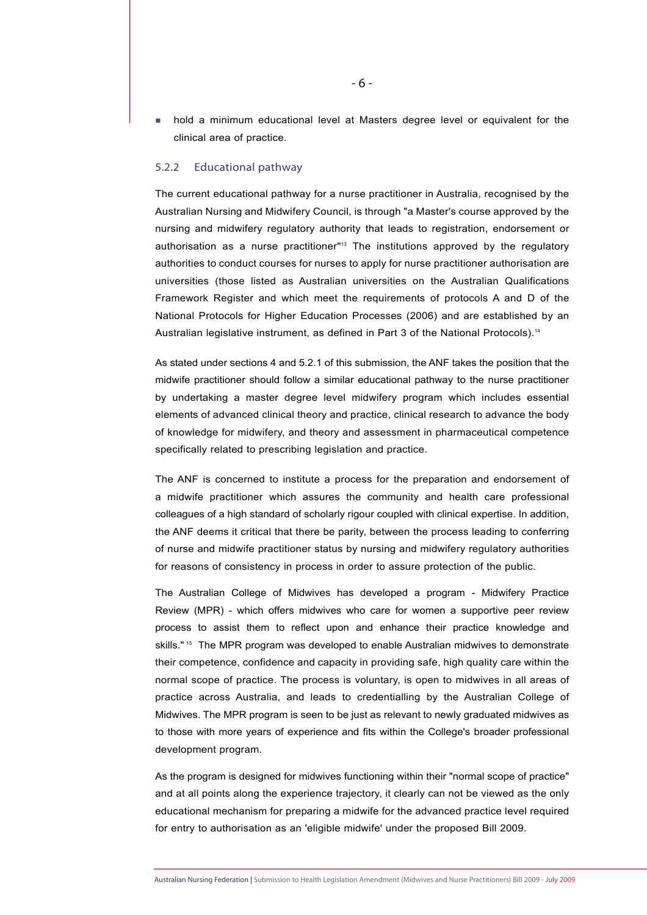- hold a minimum educational level at Masters degree level or equivalent for the clinical area of practice.

### 5.2.2 Educational pathway

The current educational pathway for a nurse practitioner in Australia, recognised by the Australian Nursing and Midwifery Council, is through "a Master's course approved by the nursing and midwifery regulatory authority that leads to registration, endorsement or authorisation as a nurse practitioner"[13] The institutions approved by the regulatory authorities to conduct courses for nurses to apply for nurse practitioner authorisation are universities (those listed as Australian universities on the Australian Qualifications Framework Register and which meet the requirements of protocols A and D of the National Protocols for Higher Education Processes (2006) and are established by an Australian legislative instrument, as defined in Part 3 of the National Protocols).[14]

As stated under sections 4 and 5.2.1 of this submission, the ANF takes the position that the midwife practitioner should follow a similar educational pathway to the nurse practitioner by undertaking a master degree level midwifery program which includes essential elements of advanced clinical theory and practice, clinical research to advance the body of knowledge for midwifery, and theory and assessment in pharmaceutical competence specifically related to prescribing legislation and practice.

The ANF is concerned to institute a process for the preparation and endorsement of a midwife practitioner which assures the community and health care professional colleagues of a high standard of scholarly rigour coupled with clinical expertise. In addition, the ANF deems it critical that there be parity, between the process leading to conferring of nurse and midwife practitioner status by nursing and midwifery regulatory authorities for reasons of consistency in process in order to assure protection of the public.

The Australian College of Midwives has developed a program - Midwifery Practice Review (MPR) - which offers midwives who care for women a supportive peer review process to assist them to reflect upon and enhance their practice knowledge and skills."[15] The MPR program was developed to enable Australian midwives to demonstrate their competence, confidence and capacity in providing safe, high quality care within the normal scope of practice. The process is voluntary, is open to midwives in all areas of practice across Australia, and leads to credentialling by the Australian College of Midwives. The MPR program is seen to be just as relevant to newly graduated midwives as to those with more years of experience and fits within the College's broader professional development program.

As the program is designed for midwives functioning within their "normal scope of practice" and at all points along the experience trajectory, it clearly can not be viewed as the only educational mechanism for preparing a midwife for the advanced practice level required for entry to authorisation as an 'eligible midwife' under the proposed Bill 2009.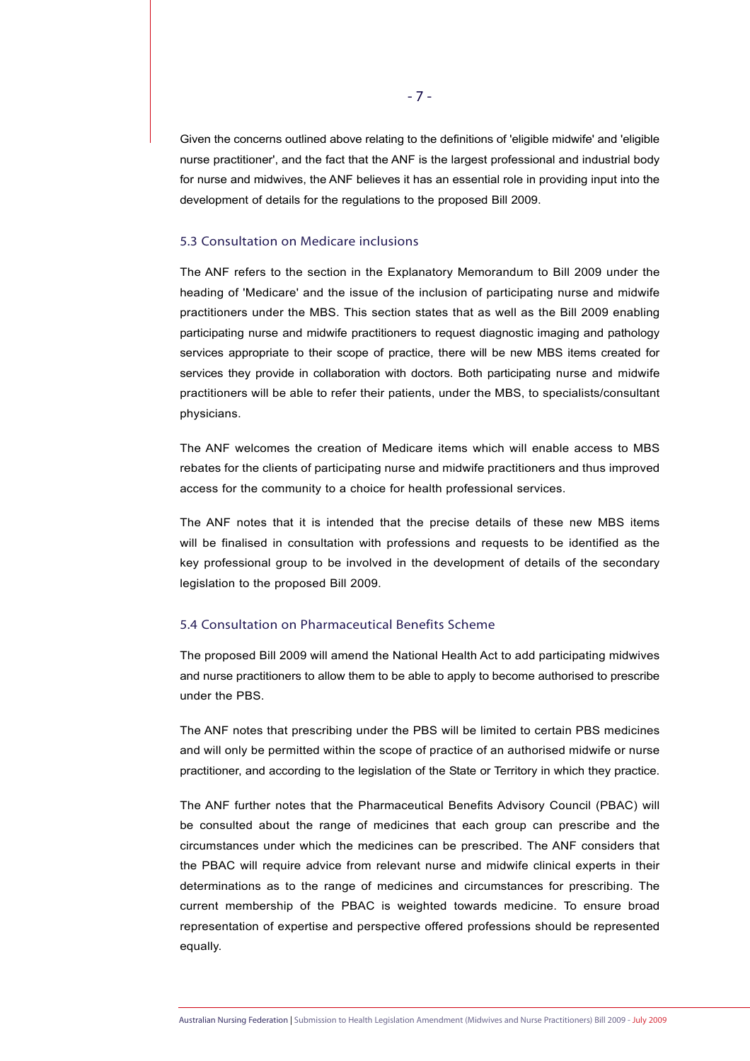Given the concerns outlined above relating to the definitions of 'eligible midwife' and 'eligible nurse practitioner', and the fact that the ANF is the largest professional and industrial body for nurse and midwives, the ANF believes it has an essential role in providing input into the development of details for the regulations to the proposed Bill 2009.

### 5.3 Consultation on Medicare inclusions

The ANF refers to the section in the Explanatory Memorandum to Bill 2009 under the heading of 'Medicare' and the issue of the inclusion of participating nurse and midwife practitioners under the MBS. This section states that as well as the Bill 2009 enabling participating nurse and midwife practitioners to request diagnostic imaging and pathology services appropriate to their scope of practice, there will be new MBS items created for services they provide in collaboration with doctors. Both participating nurse and midwife practitioners will be able to refer their patients, under the MBS, to specialists/consultant physicians.

The ANF welcomes the creation of Medicare items which will enable access to MBS rebates for the clients of participating nurse and midwife practitioners and thus improved access for the community to a choice for health professional services.

The ANF notes that it is intended that the precise details of these new MBS items will be finalised in consultation with professions and requests to be identified as the key professional group to be involved in the development of details of the secondary legislation to the proposed Bill 2009.

### 5.4 Consultation on Pharmaceutical Benefits Scheme

The proposed Bill 2009 will amend the National Health Act to add participating midwives and nurse practitioners to allow them to be able to apply to become authorised to prescribe under the PBS.

The ANF notes that prescribing under the PBS will be limited to certain PBS medicines and will only be permitted within the scope of practice of an authorised midwife or nurse practitioner, and according to the legislation of the State or Territory in which they practice.

The ANF further notes that the Pharmaceutical Benefits Advisory Council (PBAC) will be consulted about the range of medicines that each group can prescribe and the circumstances under which the medicines can be prescribed. The ANF considers that the PBAC will require advice from relevant nurse and midwife clinical experts in their determinations as to the range of medicines and circumstances for prescribing. The current membership of the PBAC is weighted towards medicine. To ensure broad representation of expertise and perspective offered professions should be represented equally.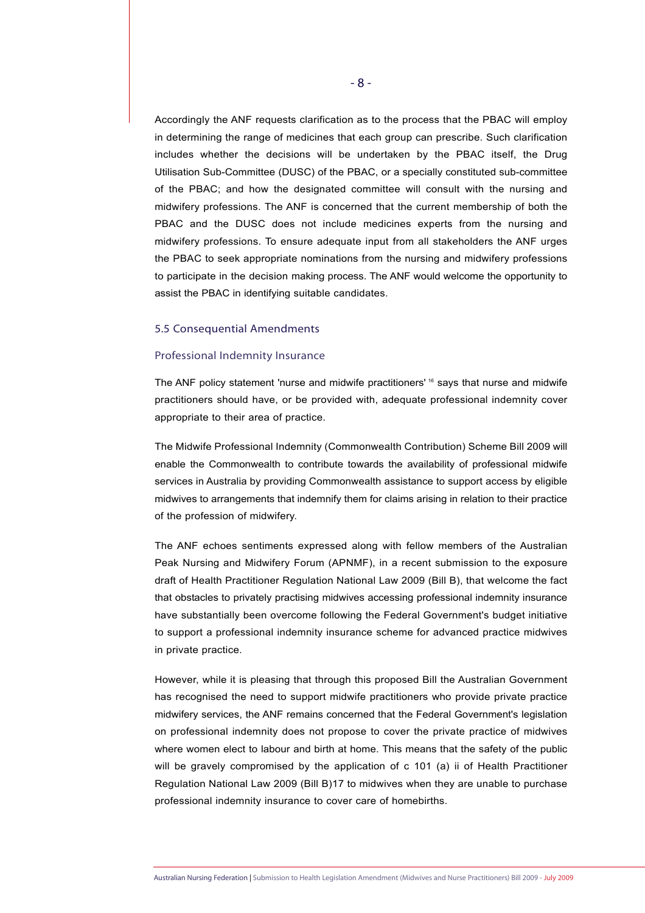Accordingly the ANF requests clarification as to the process that the PBAC will employ in determining the range of medicines that each group can prescribe. Such clarification includes whether the decisions will be undertaken by the PBAC itself, the Drug Utilisation Sub-Committee (DUSC) of the PBAC, or a specially constituted sub-committee of the PBAC; and how the designated committee will consult with the nursing and midwifery professions. The ANF is concerned that the current membership of both the PBAC and the DUSC does not include medicines experts from the nursing and midwifery professions. To ensure adequate input from all stakeholders the ANF urges the PBAC to seek appropriate nominations from the nursing and midwifery professions to participate in the decision making process. The ANF would welcome the opportunity to assist the PBAC in identifying suitable candidates.

## 5.5 Consequential Amendments

### Professional Indemnity Insurance

The ANF policy statement 'nurse and midwife practitioners' [16] says that nurse and midwife practitioners should have, or be provided with, adequate professional indemnity cover appropriate to their area of practice.

The Midwife Professional Indemnity (Commonwealth Contribution) Scheme Bill 2009 will enable the Commonwealth to contribute towards the availability of professional midwife services in Australia by providing Commonwealth assistance to support access by eligible midwives to arrangements that indemnify them for claims arising in relation to their practice of the profession of midwifery.

The ANF echoes sentiments expressed along with fellow members of the Australian Peak Nursing and Midwifery Forum (APNMF), in a recent submission to the exposure draft of Health Practitioner Regulation National Law 2009 (Bill B), that welcome the fact that obstacles to privately practising midwives accessing professional indemnity insurance have substantially been overcome following the Federal Government's budget initiative to support a professional indemnity insurance scheme for advanced practice midwives in private practice.

However, while it is pleasing that through this proposed Bill the Australian Government has recognised the need to support midwife practitioners who provide private practice midwifery services, the ANF remains concerned that the Federal Government's legislation on professional indemnity does not propose to cover the private practice of midwives where women elect to labour and birth at home. This means that the safety of the public will be gravely compromised by the application of c 101 (a) ii of Health Practitioner Regulation National Law 2009 (Bill B)17 to midwives when they are unable to purchase professional indemnity insurance to cover care of homebirths.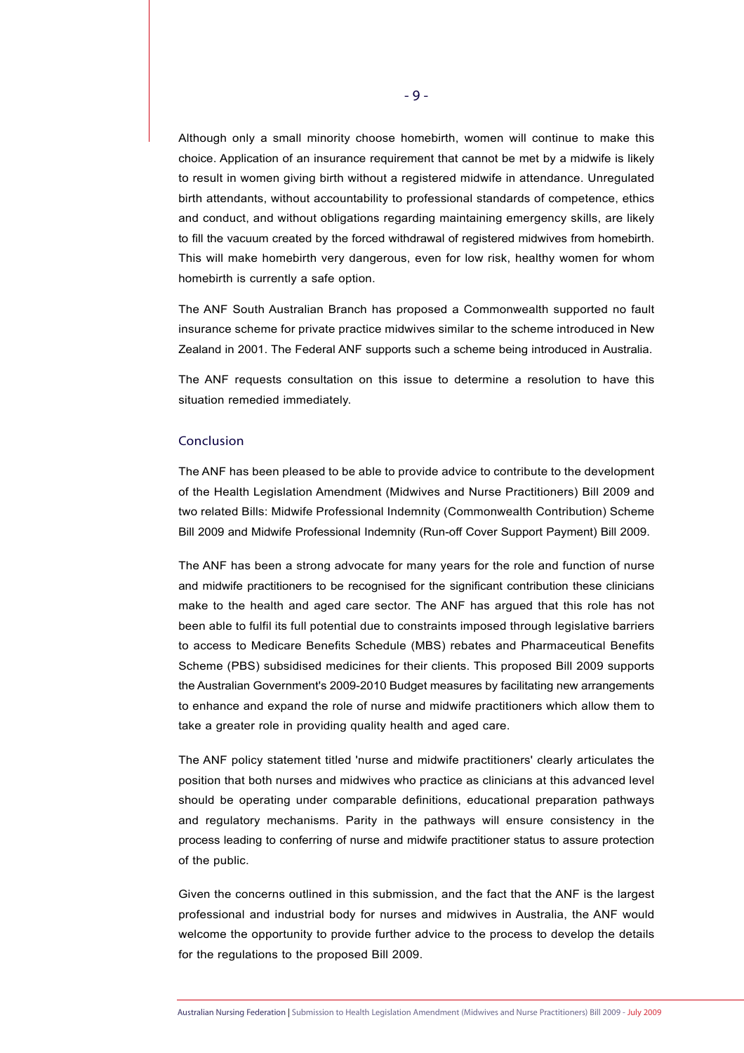Although only a small minority choose homebirth, women will continue to make this choice. Application of an insurance requirement that cannot be met by a midwife is likely to result in women giving birth without a registered midwife in attendance. Unregulated birth attendants, without accountability to professional standards of competence, ethics and conduct, and without obligations regarding maintaining emergency skills, are likely to fill the vacuum created by the forced withdrawal of registered midwives from homebirth. This will make homebirth very dangerous, even for low risk, healthy women for whom homebirth is currently a safe option.

The ANF South Australian Branch has proposed a Commonwealth supported no fault insurance scheme for private practice midwives similar to the scheme introduced in New Zealand in 2001. The Federal ANF supports such a scheme being introduced in Australia.

The ANF requests consultation on this issue to determine a resolution to have this situation remedied immediately.

## Conclusion

The ANF has been pleased to be able to provide advice to contribute to the development of the Health Legislation Amendment (Midwives and Nurse Practitioners) Bill 2009 and two related Bills: Midwife Professional Indemnity (Commonwealth Contribution) Scheme Bill 2009 and Midwife Professional Indemnity (Run-off Cover Support Payment) Bill 2009.

The ANF has been a strong advocate for many years for the role and function of nurse and midwife practitioners to be recognised for the significant contribution these clinicians make to the health and aged care sector. The ANF has argued that this role has not been able to fulfil its full potential due to constraints imposed through legislative barriers to access to Medicare Benefits Schedule (MBS) rebates and Pharmaceutical Benefits Scheme (PBS) subsidised medicines for their clients. This proposed Bill 2009 supports the Australian Government's 2009-2010 Budget measures by facilitating new arrangements to enhance and expand the role of nurse and midwife practitioners which allow them to take a greater role in providing quality health and aged care.

The ANF policy statement titled 'nurse and midwife practitioners' clearly articulates the position that both nurses and midwives who practice as clinicians at this advanced level should be operating under comparable definitions, educational preparation pathways and regulatory mechanisms. Parity in the pathways will ensure consistency in the process leading to conferring of nurse and midwife practitioner status to assure protection of the public.

Given the concerns outlined in this submission, and the fact that the ANF is the largest professional and industrial body for nurses and midwives in Australia, the ANF would welcome the opportunity to provide further advice to the process to develop the details for the regulations to the proposed Bill 2009.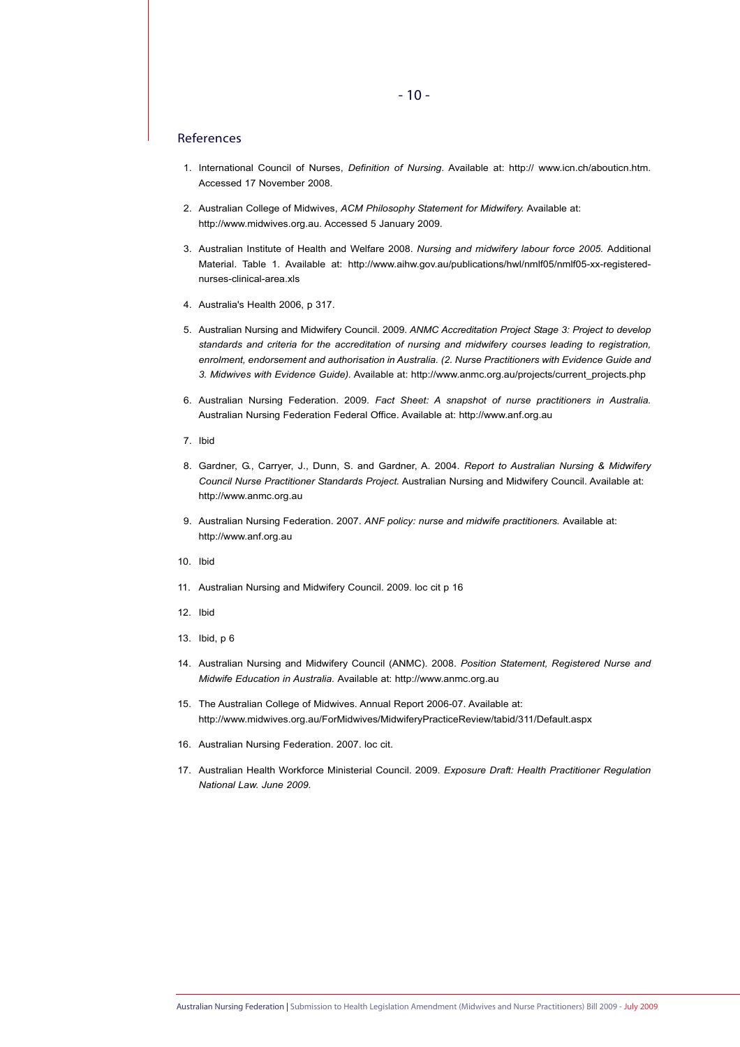## References

1. International Council of Nurses, *Definition of Nursing*. Available at: http:// www.icn.ch/abouticn.htm. Accessed 17 November 2008.

2. Australian College of Midwives, *ACM Philosophy Statement for Midwifery.* Available at: http://www.midwives.org.au. Accessed 5 January 2009.

3. Australian Institute of Health and Welfare 2008. *Nursing and midwifery labour force 2005.* Additional Material. Table 1. Available at: http://www.aihw.gov.au/publications/hwl/nmlf05/nmlf05-xx-registered-nurses-clinical-area.xls

4. Australia's Health 2006, p 317.

5. Australian Nursing and Midwifery Council. 2009. *ANMC Accreditation Project Stage 3: Project to develop standards and criteria for the accreditation of nursing and midwifery courses leading to registration, enrolment, endorsement and authorisation in Australia. (2. Nurse Practitioners with Evidence Guide and 3. Midwives with Evidence Guide).* Available at: http://www.anmc.org.au/projects/current_projects.php

6. Australian Nursing Federation. 2009. *Fact Sheet: A snapshot of nurse practitioners in Australia.* Australian Nursing Federation Federal Office. Available at: http://www.anf.org.au

7. Ibid

8. Gardner, G., Carryer, J., Dunn, S. and Gardner, A. 2004. *Report to Australian Nursing & Midwifery Council Nurse Practitioner Standards Project.* Australian Nursing and Midwifery Council. Available at: http://www.anmc.org.au

9. Australian Nursing Federation. 2007. *ANF policy: nurse and midwife practitioners.* Available at: http://www.anf.org.au

10. Ibid

11. Australian Nursing and Midwifery Council. 2009. loc cit p 16

12. Ibid

13. Ibid, p 6

14. Australian Nursing and Midwifery Council (ANMC). 2008. *Position Statement, Registered Nurse and Midwife Education in Australia.* Available at: http://www.anmc.org.au

15. The Australian College of Midwives. Annual Report 2006-07. Available at: http://www.midwives.org.au/ForMidwives/MidwiferyPracticeReview/tabid/311/Default.aspx

16. Australian Nursing Federation. 2007. loc cit.

17. Australian Health Workforce Ministerial Council. 2009. *Exposure Draft: Health Practitioner Regulation National Law. June 2009.*